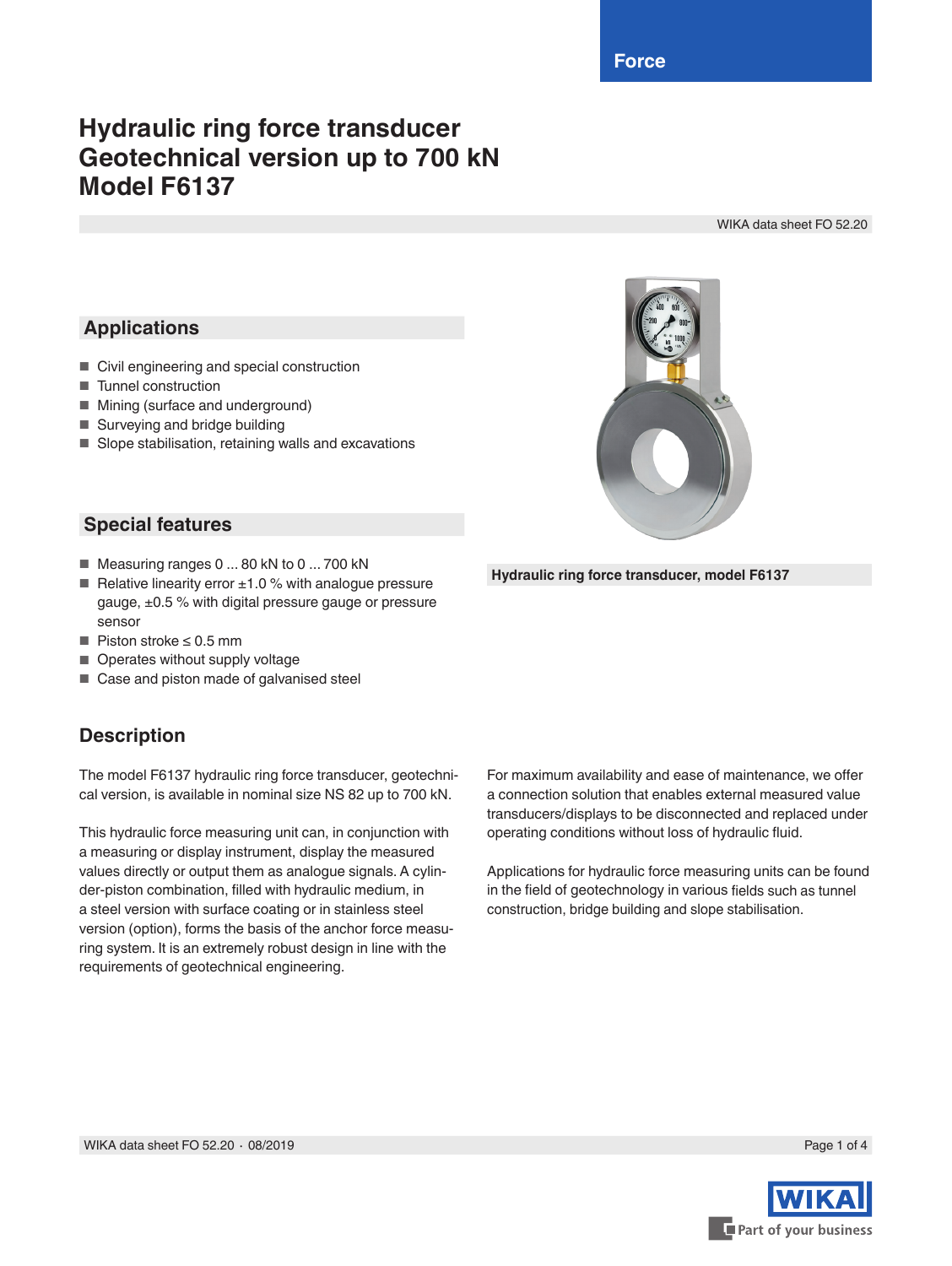Force

# Hydraulic ring force transducer Geotechnical version up to 700 kN Model F6137

WIKA data sheet FO 52.20

## Applications

- Civil engineering and special construction
- Tunnel construction
- Mining (surface and underground)
- Surveying and bridge building
- Slope stabilisation, retaining walls and excavations

## Special features

- Measuring ranges 0 ... 80 kN to 0 ... 700 kN
- Relative linearity error ±1.0 % with analogue pressure gauge, ±0.5 % with digital pressure gauge or pressure sensor
- Piston stroke ≤ 0.5 mm
- Operates without supply voltage
- Case and piston made of galvanised steel

**Hydraulic ring force transducer, model F6137**

## Description

The model F6137 hydraulic ring force transducer, geotechnical version, is available in nominal size NS 82 up to 700 kN.

This hydraulic force measuring unit can, in conjunction with a measuring or display instrument, display the measured values directly or output them as analogue signals. A cylinder-piston combination, filled with hydraulic medium, in a steel version with surface coating or in stainless steel version (option), forms the basis of the anchor force measuring system. It is an extremely robust design in line with the requirements of geotechnical engineering.

For maximum availability and ease of maintenance, we offer a connection solution that enables external measured value transducers/displays to be disconnected and replaced under operating conditions without loss of hydraulic fluid.

Applications for hydraulic force measuring units can be found in the field of geotechnology in various fields such as tunnel construction, bridge building and slope stabilisation.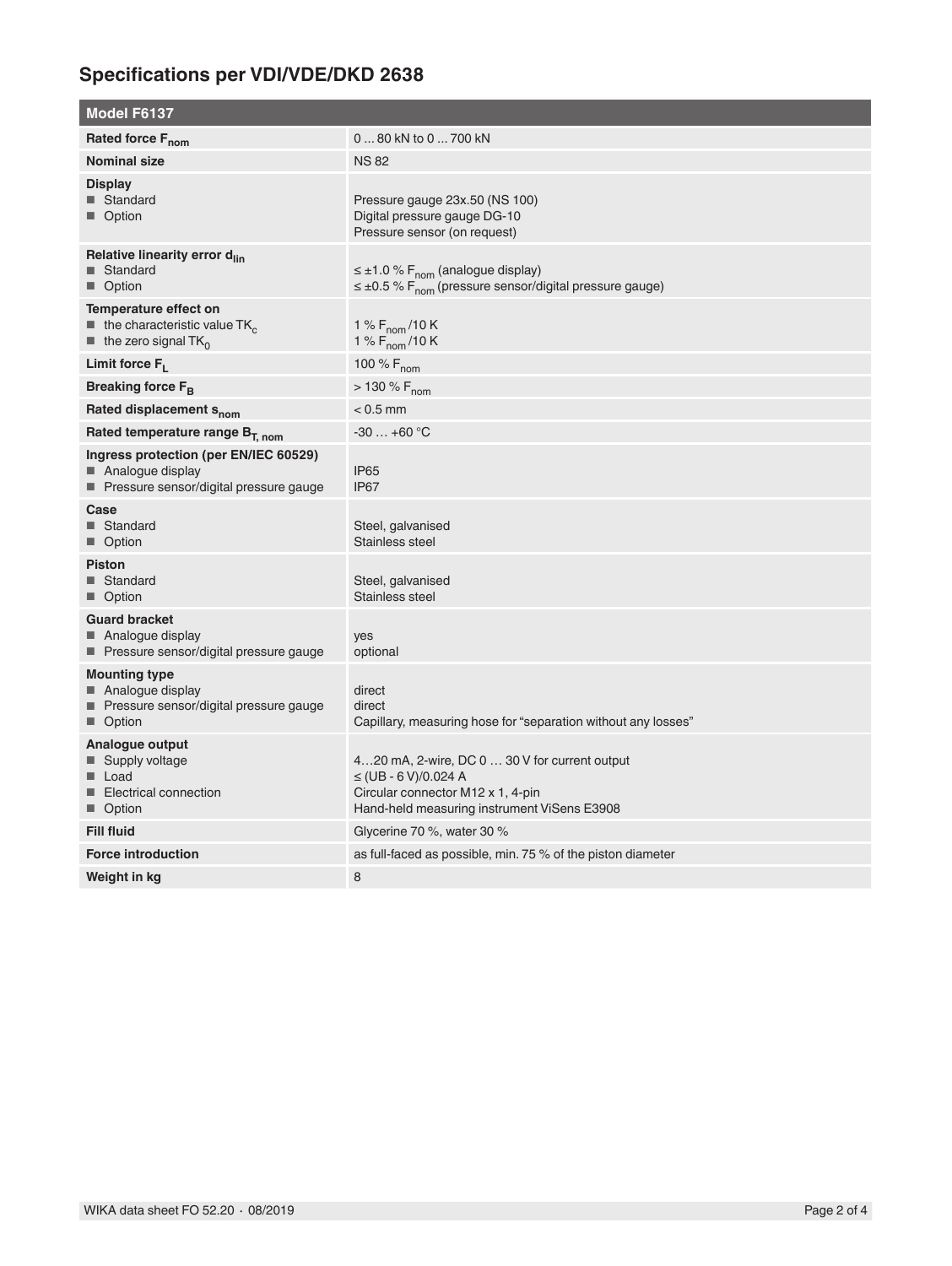## Specifications per VDI/VDE/DKD 2638

| Model F6137 | |
|---|---|
| **Rated force $F_{nom}$** | 0 ... 80 kN to 0 ... 700 kN |
| **Nominal size** | NS 82 |
| **Display**<br>■ Standard<br>■ Option | <br>Pressure gauge 23x.50 (NS 100)<br>Digital pressure gauge DG-10<br>Pressure sensor (on request) |
| **Relative linearity error $d_{lin}$**<br>■ Standard<br>■ Option | <br>≤ ±1.0 % $F_{nom}$ (analogue display)<br>≤ ±0.5 % $F_{nom}$ (pressure sensor/digital pressure gauge) |
| **Temperature effect on**<br>■ the characteristic value $TK_c$<br>■ the zero signal $TK_0$ | <br>1 % $F_{nom}$ /10 K<br>1 % $F_{nom}$ /10 K |
| **Limit force $F_L$** | 100 % $F_{nom}$ |
| **Breaking force $F_B$** | > 130 % $F_{nom}$ |
| **Rated displacement $s_{nom}$** | < 0.5 mm |
| **Rated temperature range $B_{T, nom}$** | -30 … +60 °C |
| **Ingress protection (per EN/IEC 60529)**<br>■ Analogue display<br>■ Pressure sensor/digital pressure gauge | <br>IP65<br>IP67 |
| **Case**<br>■ Standard<br>■ Option | <br>Steel, galvanised<br>Stainless steel |
| **Piston**<br>■ Standard<br>■ Option | <br>Steel, galvanised<br>Stainless steel |
| **Guard bracket**<br>■ Analogue display<br>■ Pressure sensor/digital pressure gauge | <br>yes<br>optional |
| **Mounting type**<br>■ Analogue display<br>■ Pressure sensor/digital pressure gauge<br>■ Option | <br>direct<br>direct<br>Capillary, measuring hose for "separation without any losses" |
| **Analogue output**<br>■ Supply voltage<br>■ Load<br>■ Electrical connection<br>■ Option | <br>4…20 mA, 2-wire, DC 0 … 30 V for current output<br>≤ (UB - 6 V)/0.024 A<br>Circular connector M12 x 1, 4-pin<br>Hand-held measuring instrument ViSens E3908 |
| **Fill fluid** | Glycerine 70 %, water 30 % |
| **Force introduction** | as full-faced as possible, min. 75 % of the piston diameter |
| **Weight in kg** | 8 |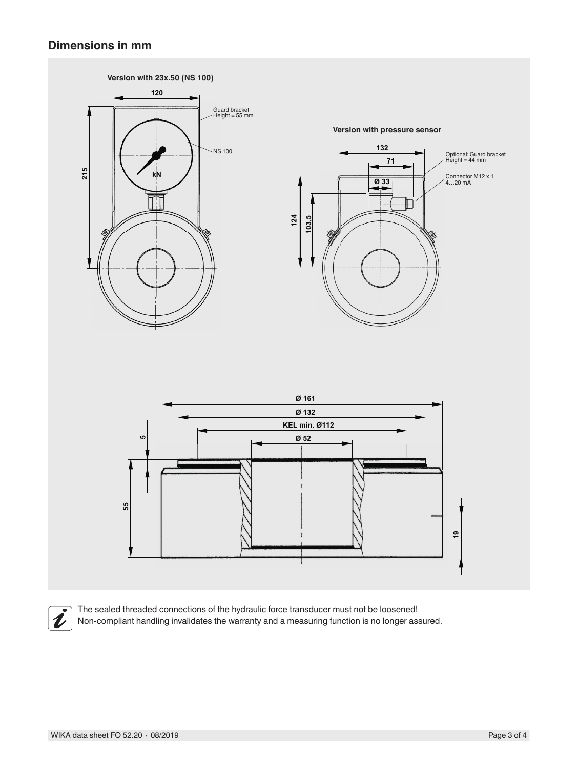## Dimensions in mm

**Version with 23x.50 (NS 100)**

120

215

Guard bracket
Height = 55 mm

NS 100

kN

**Version with pressure sensor**

132

71

Ø 33

124

103,5

Optional: Guard bracket
Height = 44 mm

Connector M12 x 1
4…20 mA

Ø 161

Ø 132

KEL min. Ø112

Ø 52

5

55

19

The sealed threaded connections of the hydraulic force transducer must not be loosened!
Non-compliant handling invalidates the warranty and a measuring function is no longer assured.

WIKA data sheet FO 52.20 · 08/2019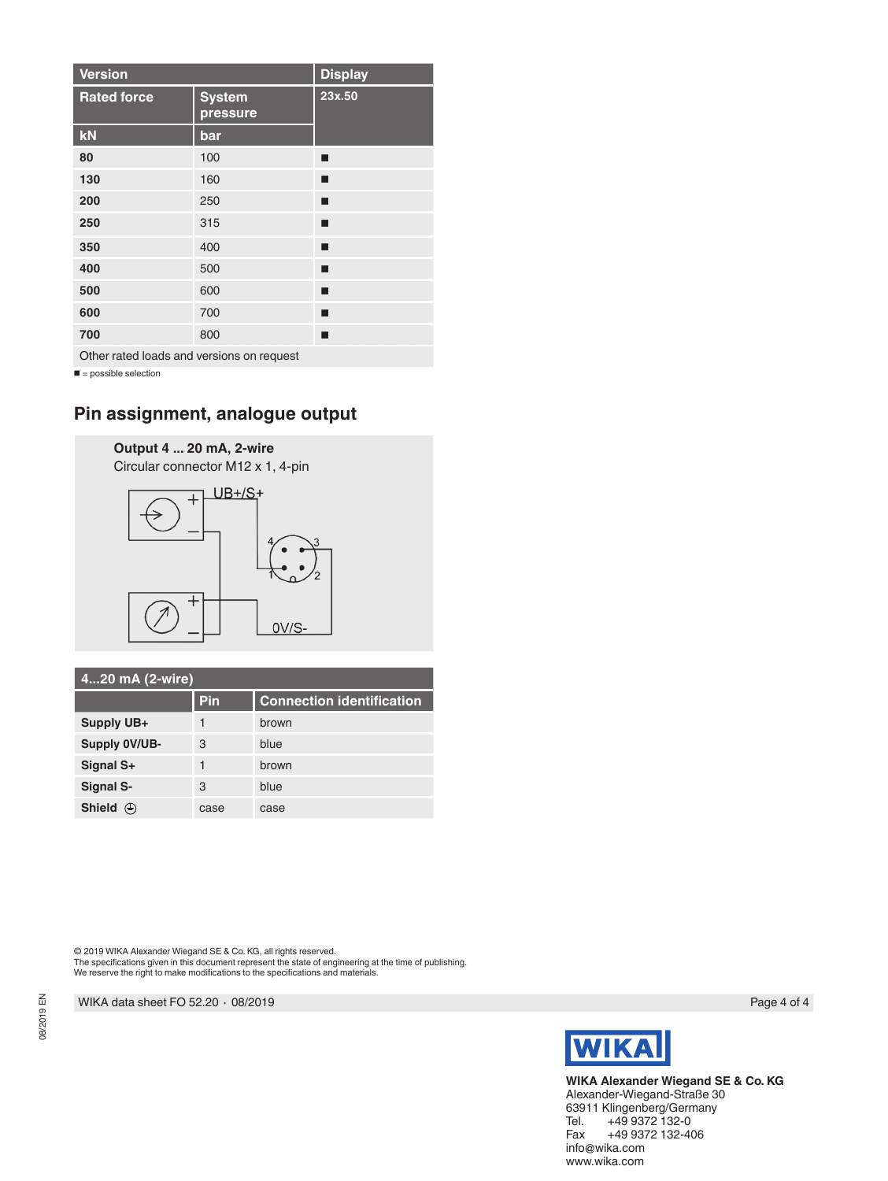| Version | | Display |
|---|---|---|
| Rated force | System pressure | 23x.50 |
| kN | bar | |
| 80 | 100 | ■ |
| 130 | 160 | ■ |
| 200 | 250 | ■ |
| 250 | 315 | ■ |
| 350 | 400 | ■ |
| 400 | 500 | ■ |
| 500 | 600 | ■ |
| 600 | 700 | ■ |
| 700 | 800 | ■ |
| Other rated loads and versions on request | | |

■ = possible selection

## Pin assignment, analogue output

**Output 4 ... 20 mA, 2-wire**
Circular connector M12 x 1, 4-pin

UB+/S+

0V/S-

| 4...20 mA (2-wire) | | |
|---|---|---|
| | **Pin** | **Connection identification** |
| **Supply UB+** | 1 | brown |
| **Supply 0V/UB-** | 3 | blue |
| **Signal S+** | 1 | brown |
| **Signal S-** | 3 | blue |
| **Shield** ⏚ | case | case |

© 2019 WIKA Alexander Wiegand SE & Co. KG, all rights reserved.
The specifications given in this document represent the state of engineering at the time of publishing.
We reserve the right to make modifications to the specifications and materials.

**WIKA Alexander Wiegand SE & Co. KG**
Alexander-Wiegand-Straße 30
63911 Klingenberg/Germany
Tel. +49 9372 132-0
Fax +49 9372 132-406
info@wika.com
www.wika.com